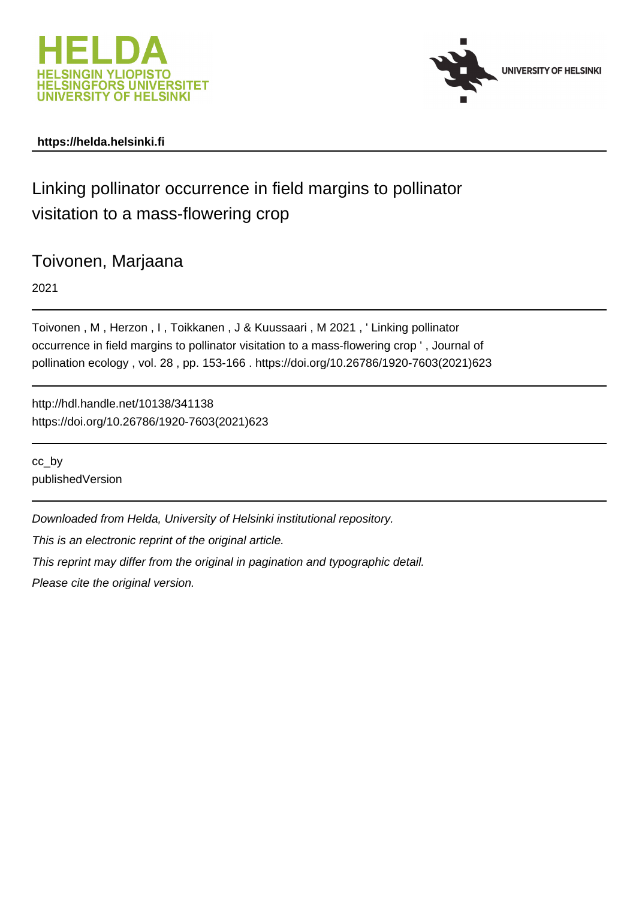https://helda.helsinki.fi

# Linking pollinator occurrence in field margins to pollinator visitation to a mass-flowering crop

Toivonen, Marjaana

2021

Toivonen , M , Herzon , I , Toikkanen , J & Kuussaari , M 2021 , ' Linking pollinator occurrence in field margins to pollinator visitation to a mass-flowering crop ' , Journal of pollination ecology , vol. 28 , pp. 153-166 . https://doi.org/10.26786/1920-7603(2021)623

http://hdl.handle.net/10138/341138
https://doi.org/10.26786/1920-7603(2021)623

cc_by
publishedVersion

*Downloaded from Helda, University of Helsinki institutional repository.*
*This is an electronic reprint of the original article.*
*This reprint may differ from the original in pagination and typographic detail.*
*Please cite the original version.*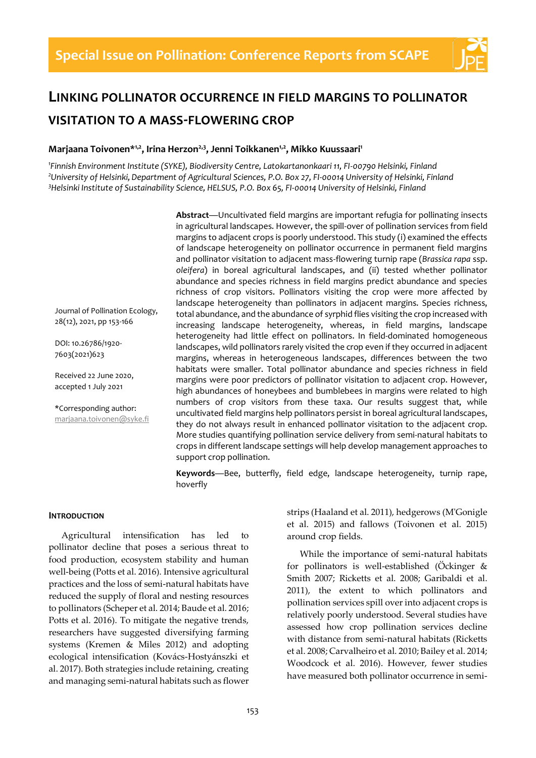# Linking pollinator occurrence in field margins to pollinator visitation to a mass-flowering crop

**Marjaana Toivonen*[1,2], Irina Herzon[2,3], Jenni Toikkanen[1,2], Mikko Kuussaari[1]**

[1]*Finnish Environment Institute (SYKE), Biodiversity Centre, Latokartanonkaari 11, FI-00790 Helsinki, Finland*
[2]*University of Helsinki, Department of Agricultural Sciences, P.O. Box 27, FI-00014 University of Helsinki, Finland*
[3]*Helsinki Institute of Sustainability Science, HELSUS, P.O. Box 65, FI-00014 University of Helsinki, Finland*

Journal of Pollination Ecology, 28(12), 2021, pp 153-166

DOI: 10.26786/1920-7603(2021)623

Received 22 June 2020, accepted 1 July 2021

*Corresponding author: marjaana.toivonen@syke.fi

**Abstract**—Uncultivated field margins are important refugia for pollinating insects in agricultural landscapes. However, the spill-over of pollination services from field margins to adjacent crops is poorly understood. This study (i) examined the effects of landscape heterogeneity on pollinator occurrence in permanent field margins and pollinator visitation to adjacent mass-flowering turnip rape (*Brassica rapa* ssp. *oleifera*) in boreal agricultural landscapes, and (ii) tested whether pollinator abundance and species richness in field margins predict abundance and species richness of crop visitors. Pollinators visiting the crop were more affected by landscape heterogeneity than pollinators in adjacent margins. Species richness, total abundance, and the abundance of syrphid flies visiting the crop increased with increasing landscape heterogeneity, whereas, in field margins, landscape heterogeneity had little effect on pollinators. In field-dominated homogeneous landscapes, wild pollinators rarely visited the crop even if they occurred in adjacent margins, whereas in heterogeneous landscapes, differences between the two habitats were smaller. Total pollinator abundance and species richness in field margins were poor predictors of pollinator visitation to adjacent crop. However, high abundances of honeybees and bumblebees in margins were related to high numbers of crop visitors from these taxa. Our results suggest that, while uncultivated field margins help pollinators persist in boreal agricultural landscapes, they do not always result in enhanced pollinator visitation to the adjacent crop. More studies quantifying pollination service delivery from semi-natural habitats to crops in different landscape settings will help develop management approaches to support crop pollination.

**Keywords**—Bee, butterfly, field edge, landscape heterogeneity, turnip rape, hoverfly

## Introduction

Agricultural intensification has led to pollinator decline that poses a serious threat to food production, ecosystem stability and human well-being (Potts et al. 2016). Intensive agricultural practices and the loss of semi-natural habitats have reduced the supply of floral and nesting resources to pollinators (Scheper et al. 2014; Baude et al. 2016; Potts et al. 2016). To mitigate the negative trends, researchers have suggested diversifying farming systems (Kremen & Miles 2012) and adopting ecological intensification (Kovács-Hostyánszki et al. 2017). Both strategies include retaining, creating and managing semi-natural habitats such as flower strips (Haaland et al. 2011), hedgerows (M'Gonigle et al. 2015) and fallows (Toivonen et al. 2015) around crop fields.

While the importance of semi-natural habitats for pollinators is well-established (Öckinger & Smith 2007; Ricketts et al. 2008; Garibaldi et al. 2011), the extent to which pollinators and pollination services spill over into adjacent crops is relatively poorly understood. Several studies have assessed how crop pollination services decline with distance from semi-natural habitats (Ricketts et al. 2008; Carvalheiro et al. 2010; Bailey et al. 2014; Woodcock et al. 2016). However, fewer studies have measured both pollinator occurrence in semi-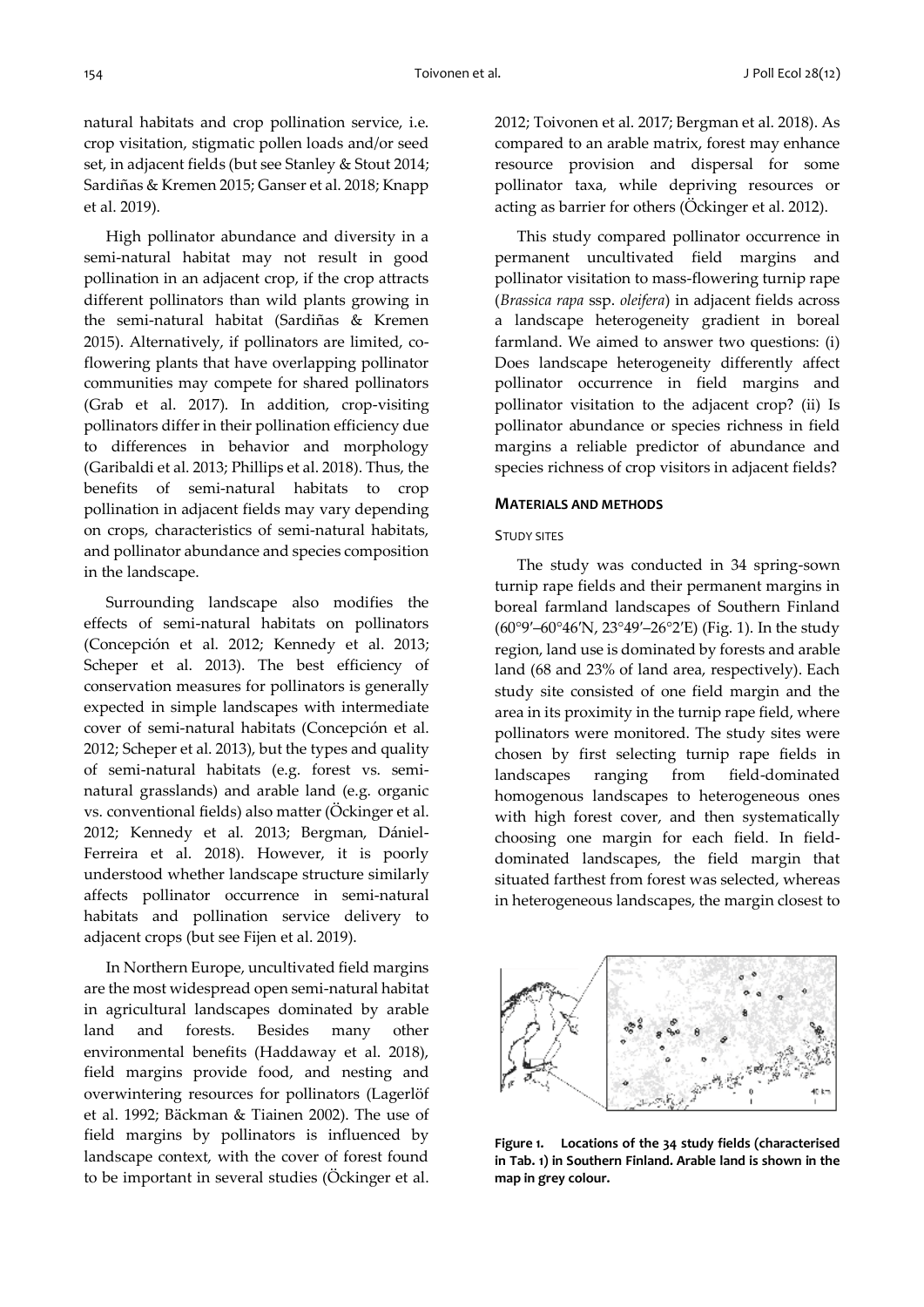natural habitats and crop pollination service, i.e. crop visitation, stigmatic pollen loads and/or seed set, in adjacent fields (but see Stanley & Stout 2014; Sardiñas & Kremen 2015; Ganser et al. 2018; Knapp et al. 2019).

High pollinator abundance and diversity in a semi-natural habitat may not result in good pollination in an adjacent crop, if the crop attracts different pollinators than wild plants growing in the semi-natural habitat (Sardiñas & Kremen 2015). Alternatively, if pollinators are limited, co-flowering plants that have overlapping pollinator communities may compete for shared pollinators (Grab et al. 2017). In addition, crop-visiting pollinators differ in their pollination efficiency due to differences in behavior and morphology (Garibaldi et al. 2013; Phillips et al. 2018). Thus, the benefits of semi-natural habitats to crop pollination in adjacent fields may vary depending on crops, characteristics of semi-natural habitats, and pollinator abundance and species composition in the landscape.

Surrounding landscape also modifies the effects of semi-natural habitats on pollinators (Concepción et al. 2012; Kennedy et al. 2013; Scheper et al. 2013). The best efficiency of conservation measures for pollinators is generally expected in simple landscapes with intermediate cover of semi-natural habitats (Concepción et al. 2012; Scheper et al. 2013), but the types and quality of semi-natural habitats (e.g. forest vs. semi-natural grasslands) and arable land (e.g. organic vs. conventional fields) also matter (Öckinger et al. 2012; Kennedy et al. 2013; Bergman, Dániel-Ferreira et al. 2018). However, it is poorly understood whether landscape structure similarly affects pollinator occurrence in semi-natural habitats and pollination service delivery to adjacent crops (but see Fijen et al. 2019).

In Northern Europe, uncultivated field margins are the most widespread open semi-natural habitat in agricultural landscapes dominated by arable land and forests. Besides many other environmental benefits (Haddaway et al. 2018), field margins provide food, and nesting and overwintering resources for pollinators (Lagerlöf et al. 1992; Bäckman & Tiainen 2002). The use of field margins by pollinators is influenced by landscape context, with the cover of forest found to be important in several studies (Öckinger et al. 2012; Toivonen et al. 2017; Bergman et al. 2018). As compared to an arable matrix, forest may enhance resource provision and dispersal for some pollinator taxa, while depriving resources or acting as barrier for others (Öckinger et al. 2012).

This study compared pollinator occurrence in permanent uncultivated field margins and pollinator visitation to mass-flowering turnip rape (*Brassica rapa* ssp. *oleifera*) in adjacent fields across a landscape heterogeneity gradient in boreal farmland. We aimed to answer two questions: (i) Does landscape heterogeneity differently affect pollinator occurrence in field margins and pollinator visitation to the adjacent crop? (ii) Is pollinator abundance or species richness in field margins a reliable predictor of abundance and species richness of crop visitors in adjacent fields?

## MATERIALS AND METHODS

### STUDY SITES

The study was conducted in 34 spring-sown turnip rape fields and their permanent margins in boreal farmland landscapes of Southern Finland (60°9′–60°46′N, 23°49′–26°2′E) (Fig. 1). In the study region, land use is dominated by forests and arable land (68 and 23% of land area, respectively). Each study site consisted of one field margin and the area in its proximity in the turnip rape field, where pollinators were monitored. The study sites were chosen by first selecting turnip rape fields in landscapes ranging from field-dominated homogenous landscapes to heterogeneous ones with high forest cover, and then systematically choosing one margin for each field. In field-dominated landscapes, the field margin that situated farthest from forest was selected, whereas in heterogeneous landscapes, the margin closest to

**Figure 1. Locations of the 34 study fields (characterised in Tab. 1) in Southern Finland. Arable land is shown in the map in grey colour.**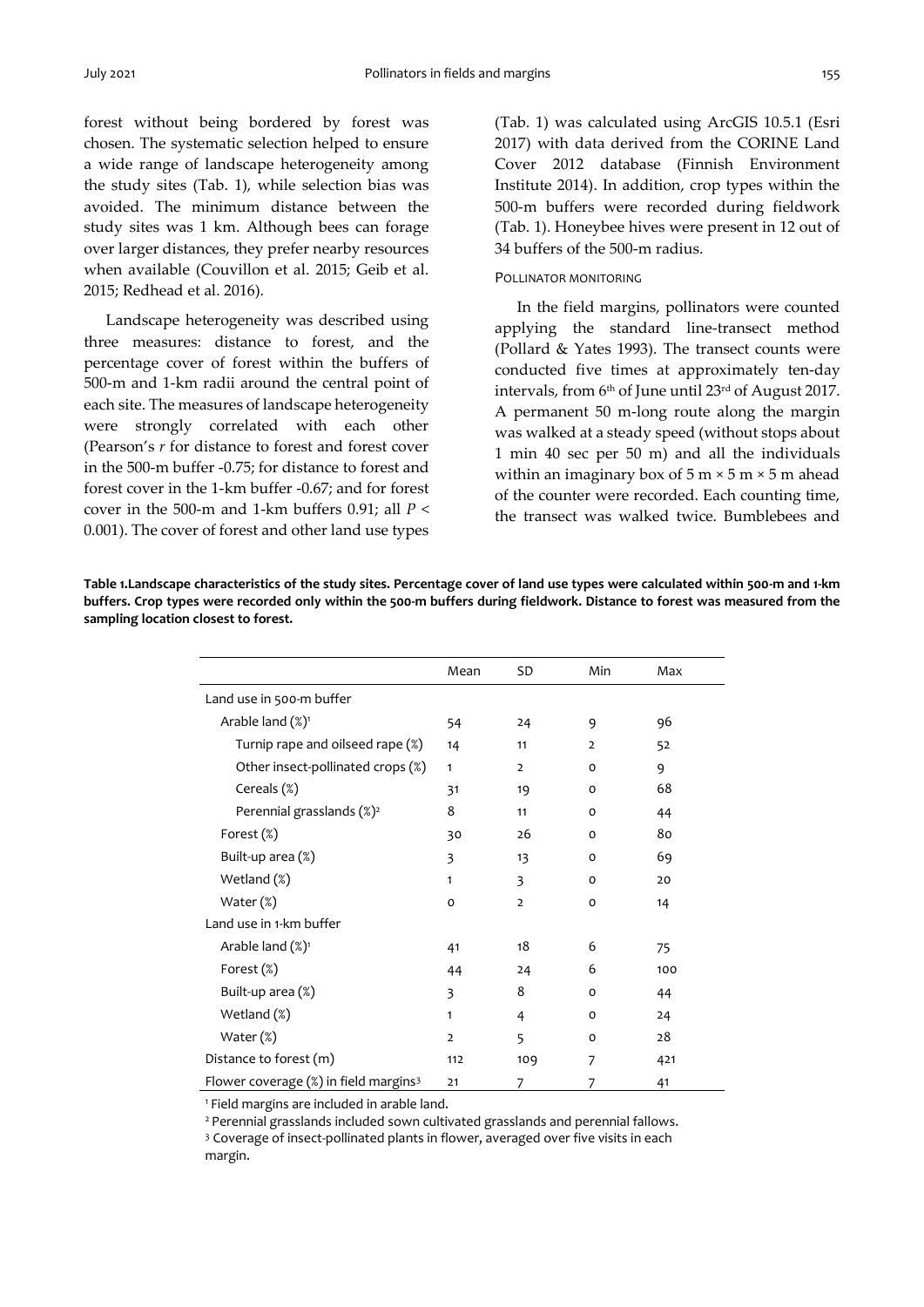forest without being bordered by forest was chosen. The systematic selection helped to ensure a wide range of landscape heterogeneity among the study sites (Tab. 1), while selection bias was avoided. The minimum distance between the study sites was 1 km. Although bees can forage over larger distances, they prefer nearby resources when available (Couvillon et al. 2015; Geib et al. 2015; Redhead et al. 2016).

Landscape heterogeneity was described using three measures: distance to forest, and the percentage cover of forest within the buffers of 500-m and 1-km radii around the central point of each site. The measures of landscape heterogeneity were strongly correlated with each other (Pearson's $r$ for distance to forest and forest cover in the 500-m buffer -0.75; for distance to forest and forest cover in the 1-km buffer -0.67; and for forest cover in the 500-m and 1-km buffers 0.91; all $P < 0.001$). The cover of forest and other land use types (Tab. 1) was calculated using ArcGIS 10.5.1 (Esri 2017) with data derived from the CORINE Land Cover 2012 database (Finnish Environment Institute 2014). In addition, crop types within the 500-m buffers were recorded during fieldwork (Tab. 1). Honeybee hives were present in 12 out of 34 buffers of the 500-m radius.

### Pollinator monitoring

In the field margins, pollinators were counted applying the standard line-transect method (Pollard & Yates 1993). The transect counts were conducted five times at approximately ten-day intervals, from 6th of June until 23rd of August 2017. A permanent 50 m-long route along the margin was walked at a steady speed (without stops about 1 min 40 sec per 50 m) and all the individuals within an imaginary box of 5 m × 5 m × 5 m ahead of the counter were recorded. Each counting time, the transect was walked twice. Bumblebees and

**Table 1. Landscape characteristics of the study sites. Percentage cover of land use types were calculated within 500-m and 1-km buffers. Crop types were recorded only within the 500-m buffers during fieldwork. Distance to forest was measured from the sampling location closest to forest.**

| | Mean | SD | Min | Max |
|---|---|---|---|---|
| Land use in 500-m buffer | | | | |
| Arable land (%)[1] | 54 | 24 | 9 | 96 |
| Turnip rape and oilseed rape (%) | 14 | 11 | 2 | 52 |
| Other insect-pollinated crops (%) | 1 | 2 | 0 | 9 |
| Cereals (%) | 31 | 19 | 0 | 68 |
| Perennial grasslands (%)[2] | 8 | 11 | 0 | 44 |
| Forest (%) | 30 | 26 | 0 | 80 |
| Built-up area (%) | 3 | 13 | 0 | 69 |
| Wetland (%) | 1 | 3 | 0 | 20 |
| Water (%) | 0 | 2 | 0 | 14 |
| Land use in 1-km buffer | | | | |
| Arable land (%)[1] | 41 | 18 | 6 | 75 |
| Forest (%) | 44 | 24 | 6 | 100 |
| Built-up area (%) | 3 | 8 | 0 | 44 |
| Wetland (%) | 1 | 4 | 0 | 24 |
| Water (%) | 2 | 5 | 0 | 28 |
| Distance to forest (m) | 112 | 109 | 7 | 421 |
| Flower coverage (%) in field margins[3] | 21 | 7 | 7 | 41 |

[1] Field margins are included in arable land.

[2] Perennial grasslands included sown cultivated grasslands and perennial fallows.

[3] Coverage of insect-pollinated plants in flower, averaged over five visits in each margin.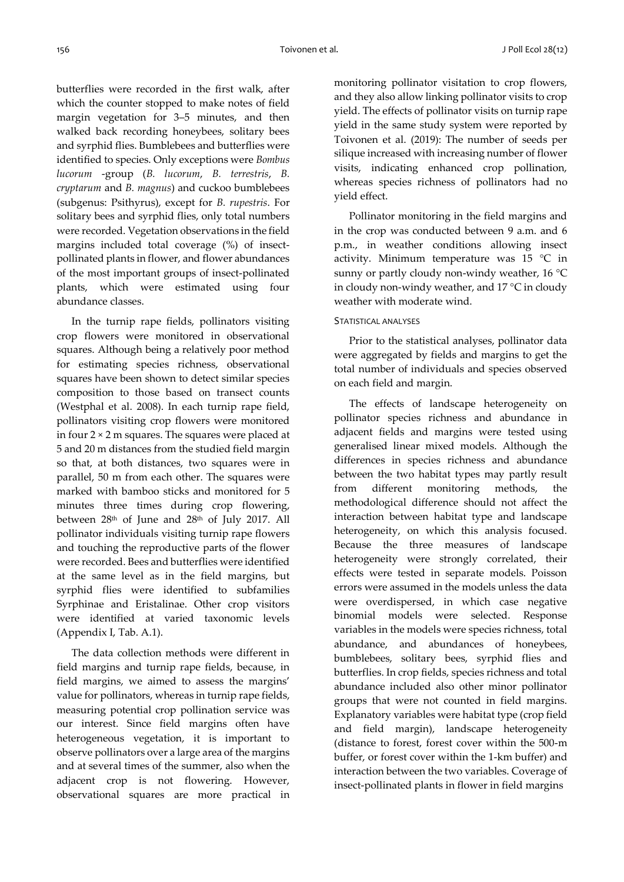butterflies were recorded in the first walk, after which the counter stopped to make notes of field margin vegetation for 3–5 minutes, and then walked back recording honeybees, solitary bees and syrphid flies. Bumblebees and butterflies were identified to species. Only exceptions were *Bombus lucorum* -group (*B. lucorum*, *B. terrestris*, *B. cryptarum* and *B. magnus*) and cuckoo bumblebees (subgenus: Psithyrus), except for *B. rupestris*. For solitary bees and syrphid flies, only total numbers were recorded. Vegetation observations in the field margins included total coverage (%) of insect-pollinated plants in flower, and flower abundances of the most important groups of insect-pollinated plants, which were estimated using four abundance classes.

In the turnip rape fields, pollinators visiting crop flowers were monitored in observational squares. Although being a relatively poor method for estimating species richness, observational squares have been shown to detect similar species composition to those based on transect counts (Westphal et al. 2008). In each turnip rape field, pollinators visiting crop flowers were monitored in four 2 × 2 m squares. The squares were placed at 5 and 20 m distances from the studied field margin so that, at both distances, two squares were in parallel, 50 m from each other. The squares were marked with bamboo sticks and monitored for 5 minutes three times during crop flowering, between 28th of June and 28th of July 2017. All pollinator individuals visiting turnip rape flowers and touching the reproductive parts of the flower were recorded. Bees and butterflies were identified at the same level as in the field margins, but syrphid flies were identified to subfamilies Syrphinae and Eristalinae. Other crop visitors were identified at varied taxonomic levels (Appendix I, Tab. A.1).

The data collection methods were different in field margins and turnip rape fields, because, in field margins, we aimed to assess the margins' value for pollinators, whereas in turnip rape fields, measuring potential crop pollination service was our interest. Since field margins often have heterogeneous vegetation, it is important to observe pollinators over a large area of the margins and at several times of the summer, also when the adjacent crop is not flowering. However, observational squares are more practical in monitoring pollinator visitation to crop flowers, and they also allow linking pollinator visits to crop yield. The effects of pollinator visits on turnip rape yield in the same study system were reported by Toivonen et al. (2019): The number of seeds per silique increased with increasing number of flower visits, indicating enhanced crop pollination, whereas species richness of pollinators had no yield effect.

Pollinator monitoring in the field margins and in the crop was conducted between 9 a.m. and 6 p.m., in weather conditions allowing insect activity. Minimum temperature was 15 °C in sunny or partly cloudy non-windy weather, 16 °C in cloudy non-windy weather, and 17 °C in cloudy weather with moderate wind.

### STATISTICAL ANALYSES

Prior to the statistical analyses, pollinator data were aggregated by fields and margins to get the total number of individuals and species observed on each field and margin.

The effects of landscape heterogeneity on pollinator species richness and abundance in adjacent fields and margins were tested using generalised linear mixed models. Although the differences in species richness and abundance between the two habitat types may partly result from different monitoring methods, the methodological difference should not affect the interaction between habitat type and landscape heterogeneity, on which this analysis focused. Because the three measures of landscape heterogeneity were strongly correlated, their effects were tested in separate models. Poisson errors were assumed in the models unless the data were overdispersed, in which case negative binomial models were selected. Response variables in the models were species richness, total abundance, and abundances of honeybees, bumblebees, solitary bees, syrphid flies and butterflies. In crop fields, species richness and total abundance included also other minor pollinator groups that were not counted in field margins. Explanatory variables were habitat type (crop field and field margin), landscape heterogeneity (distance to forest, forest cover within the 500-m buffer, or forest cover within the 1-km buffer) and interaction between the two variables. Coverage of insect-pollinated plants in flower in field margins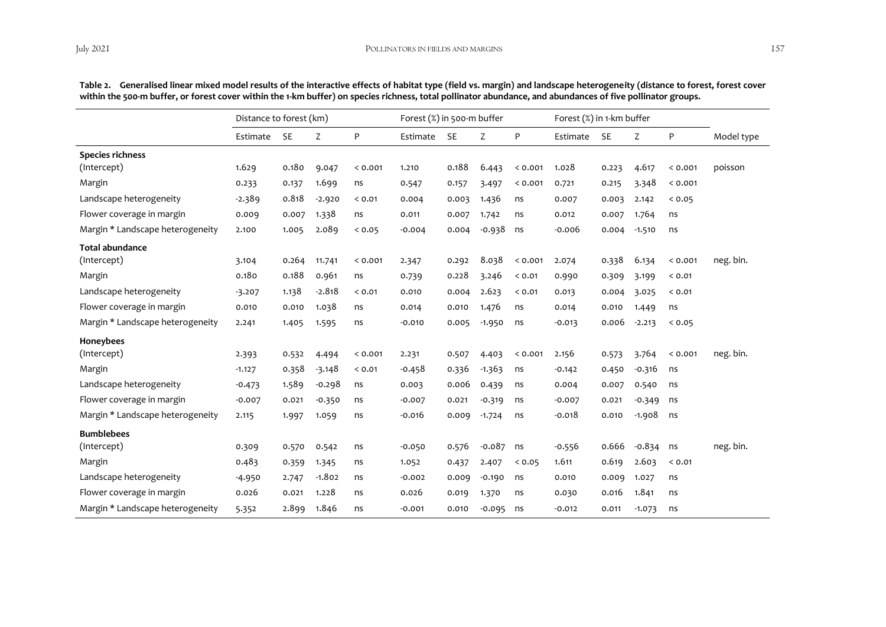**Table 2. Generalised linear mixed model results of the interactive effects of habitat type (field vs. margin) and landscape heterogeneity (distance to forest, forest cover within the 500-m buffer, or forest cover within the 1-km buffer) on species richness, total pollinator abundance, and abundances of five pollinator groups.**

| | Distance to forest (km) | | | | Forest (%) in 500-m buffer | | | | Forest (%) in 1-km buffer | | | | |
|---|---|---|---|---|---|---|---|---|---|---|---|---|---|
| | Estimate | SE | Z | P | Estimate | SE | Z | P | Estimate | SE | Z | P | Model type |
| **Species richness** | | | | | | | | | | | | | |
| (Intercept) | 1.629 | 0.180 | 9.047 | < 0.001 | 1.210 | 0.188 | 6.443 | < 0.001 | 1.028 | 0.223 | 4.617 | < 0.001 | poisson |
| Margin | 0.233 | 0.137 | 1.699 | ns | 0.547 | 0.157 | 3.497 | < 0.001 | 0.721 | 0.215 | 3.348 | < 0.001 | |
| Landscape heterogeneity | -2.389 | 0.818 | -2.920 | < 0.01 | 0.004 | 0.003 | 1.436 | ns | 0.007 | 0.003 | 2.142 | < 0.05 | |
| Flower coverage in margin | 0.009 | 0.007 | 1.338 | ns | 0.011 | 0.007 | 1.742 | ns | 0.012 | 0.007 | 1.764 | ns | |
| Margin * Landscape heterogeneity | 2.100 | 1.005 | 2.089 | < 0.05 | -0.004 | 0.004 | -0.938 | ns | -0.006 | 0.004 | -1.510 | ns | |
| **Total abundance** | | | | | | | | | | | | | |
| (Intercept) | 3.104 | 0.264 | 11.741 | < 0.001 | 2.347 | 0.292 | 8.038 | < 0.001 | 2.074 | 0.338 | 6.134 | < 0.001 | neg. bin. |
| Margin | 0.180 | 0.188 | 0.961 | ns | 0.739 | 0.228 | 3.246 | < 0.01 | 0.990 | 0.309 | 3.199 | < 0.01 | |
| Landscape heterogeneity | -3.207 | 1.138 | -2.818 | < 0.01 | 0.010 | 0.004 | 2.623 | < 0.01 | 0.013 | 0.004 | 3.025 | < 0.01 | |
| Flower coverage in margin | 0.010 | 0.010 | 1.038 | ns | 0.014 | 0.010 | 1.476 | ns | 0.014 | 0.010 | 1.449 | ns | |
| Margin * Landscape heterogeneity | 2.241 | 1.405 | 1.595 | ns | -0.010 | 0.005 | -1.950 | ns | -0.013 | 0.006 | -2.213 | < 0.05 | |
| **Honeybees** | | | | | | | | | | | | | |
| (Intercept) | 2.393 | 0.532 | 4.494 | < 0.001 | 2.231 | 0.507 | 4.403 | < 0.001 | 2.156 | 0.573 | 3.764 | < 0.001 | neg. bin. |
| Margin | -1.127 | 0.358 | -3.148 | < 0.01 | -0.458 | 0.336 | -1.363 | ns | -0.142 | 0.450 | -0.316 | ns | |
| Landscape heterogeneity | -0.473 | 1.589 | -0.298 | ns | 0.003 | 0.006 | 0.439 | ns | 0.004 | 0.007 | 0.540 | ns | |
| Flower coverage in margin | -0.007 | 0.021 | -0.350 | ns | -0.007 | 0.021 | -0.319 | ns | -0.007 | 0.021 | -0.349 | ns | |
| Margin * Landscape heterogeneity | 2.115 | 1.997 | 1.059 | ns | -0.016 | 0.009 | -1.724 | ns | -0.018 | 0.010 | -1.908 | ns | |
| **Bumblebees** | | | | | | | | | | | | | |
| (Intercept) | 0.309 | 0.570 | 0.542 | ns | -0.050 | 0.576 | -0.087 | ns | -0.556 | 0.666 | -0.834 | ns | neg. bin. |
| Margin | 0.483 | 0.359 | 1.345 | ns | 1.052 | 0.437 | 2.407 | < 0.05 | 1.611 | 0.619 | 2.603 | < 0.01 | |
| Landscape heterogeneity | -4.950 | 2.747 | -1.802 | ns | -0.002 | 0.009 | -0.190 | ns | 0.010 | 0.009 | 1.027 | ns | |
| Flower coverage in margin | 0.026 | 0.021 | 1.228 | ns | 0.026 | 0.019 | 1.370 | ns | 0.030 | 0.016 | 1.841 | ns | |
| Margin * Landscape heterogeneity | 5.352 | 2.899 | 1.846 | ns | -0.001 | 0.010 | -0.095 | ns | -0.012 | 0.011 | -1.073 | ns | |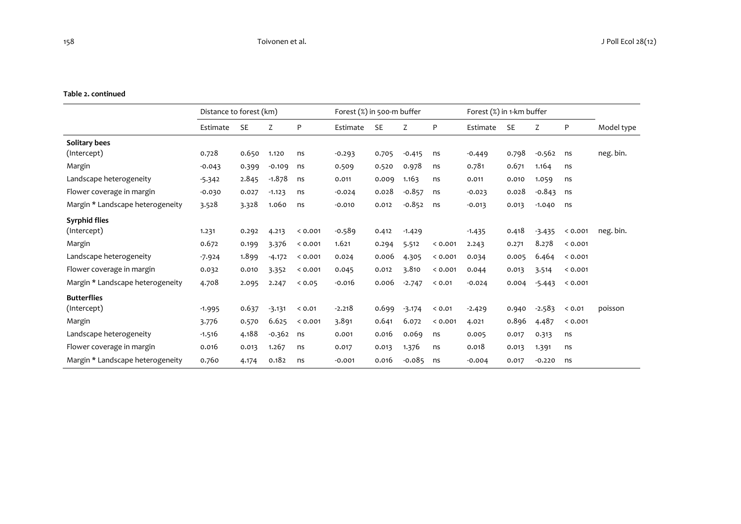**Table 2. continued**

| | Distance to forest (km) | | | | Forest (%) in 500-m buffer | | | | Forest (%) in 1-km buffer | | | | |
|---|---|---|---|---|---|---|---|---|---|---|---|---|---|
| | Estimate | SE | Z | P | Estimate | SE | Z | P | Estimate | SE | Z | P | Model type |
| **Solitary bees** | | | | | | | | | | | | | |
| (Intercept) | 0.728 | 0.650 | 1.120 | ns | -0.293 | 0.705 | -0.415 | ns | -0.449 | 0.798 | -0.562 | ns | neg. bin. |
| Margin | -0.043 | 0.399 | -0.109 | ns | 0.509 | 0.520 | 0.978 | ns | 0.781 | 0.671 | 1.164 | ns | |
| Landscape heterogeneity | -5.342 | 2.845 | -1.878 | ns | 0.011 | 0.009 | 1.163 | ns | 0.011 | 0.010 | 1.059 | ns | |
| Flower coverage in margin | -0.030 | 0.027 | -1.123 | ns | -0.024 | 0.028 | -0.857 | ns | -0.023 | 0.028 | -0.843 | ns | |
| Margin * Landscape heterogeneity | 3.528 | 3.328 | 1.060 | ns | -0.010 | 0.012 | -0.852 | ns | -0.013 | 0.013 | -1.040 | ns | |
| **Syrphid flies** | | | | | | | | | | | | | |
| (Intercept) | 1.231 | 0.292 | 4.213 | < 0.001 | -0.589 | 0.412 | -1.429 | | -1.435 | 0.418 | -3.435 | < 0.001 | neg. bin. |
| Margin | 0.672 | 0.199 | 3.376 | < 0.001 | 1.621 | 0.294 | 5.512 | < 0.001 | 2.243 | 0.271 | 8.278 | < 0.001 | |
| Landscape heterogeneity | -7.924 | 1.899 | -4.172 | < 0.001 | 0.024 | 0.006 | 4.305 | < 0.001 | 0.034 | 0.005 | 6.464 | < 0.001 | |
| Flower coverage in margin | 0.032 | 0.010 | 3.352 | < 0.001 | 0.045 | 0.012 | 3.810 | < 0.001 | 0.044 | 0.013 | 3.514 | < 0.001 | |
| Margin * Landscape heterogeneity | 4.708 | 2.095 | 2.247 | < 0.05 | -0.016 | 0.006 | -2.747 | < 0.01 | -0.024 | 0.004 | -5.443 | < 0.001 | |
| **Butterflies** | | | | | | | | | | | | | |
| (Intercept) | -1.995 | 0.637 | -3.131 | < 0.01 | -2.218 | 0.699 | -3.174 | < 0.01 | -2.429 | 0.940 | -2.583 | < 0.01 | poisson |
| Margin | 3.776 | 0.570 | 6.625 | < 0.001 | 3.891 | 0.641 | 6.072 | < 0.001 | 4.021 | 0.896 | 4.487 | < 0.001 | |
| Landscape heterogeneity | -1.516 | 4.188 | -0.362 | ns | 0.001 | 0.016 | 0.069 | ns | 0.005 | 0.017 | 0.313 | ns | |
| Flower coverage in margin | 0.016 | 0.013 | 1.267 | ns | 0.017 | 0.013 | 1.376 | ns | 0.018 | 0.013 | 1.391 | ns | |
| Margin * Landscape heterogeneity | 0.760 | 4.174 | 0.182 | ns | -0.001 | 0.016 | -0.085 | ns | -0.004 | 0.017 | -0.220 | ns | |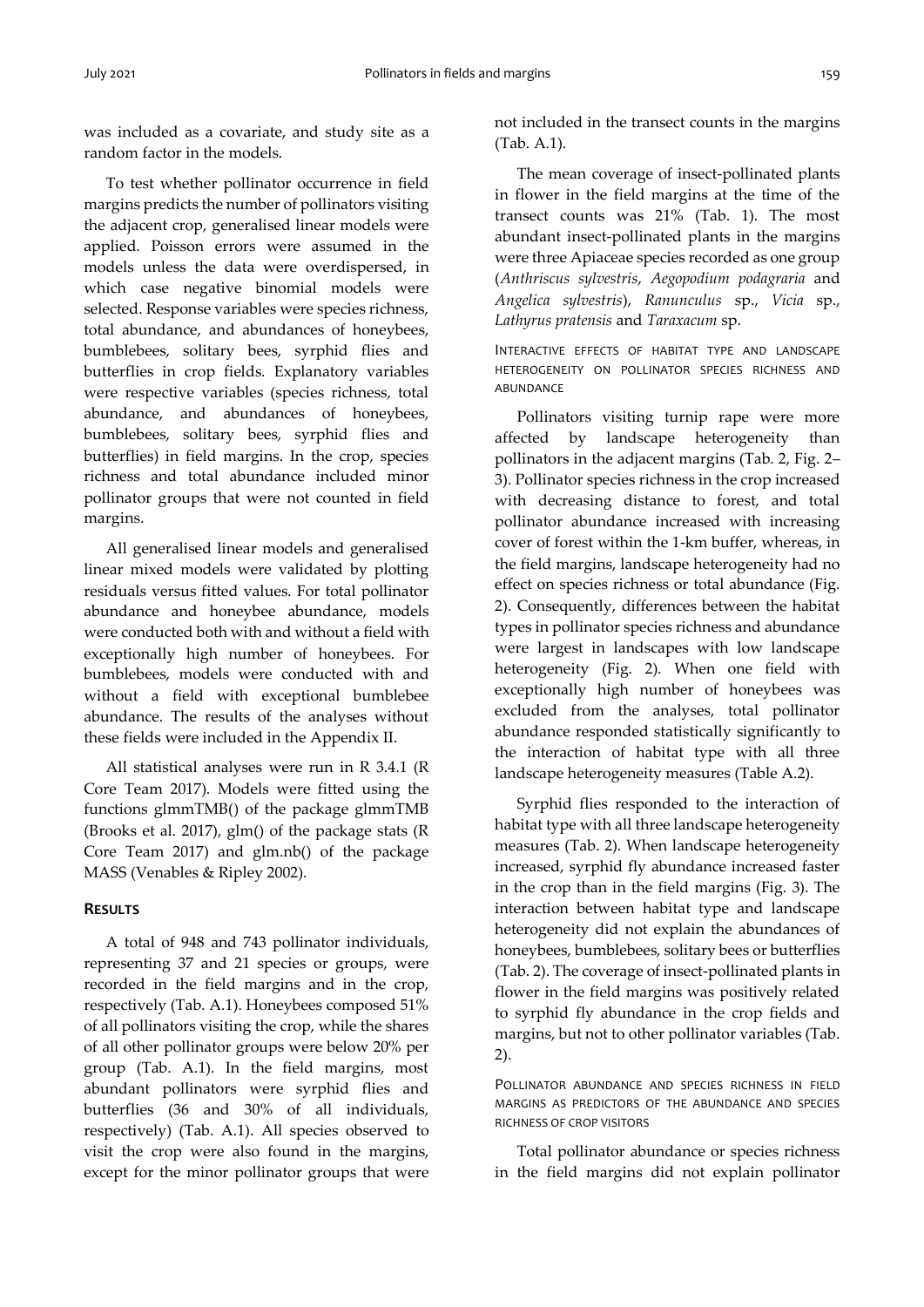was included as a covariate, and study site as a random factor in the models.

To test whether pollinator occurrence in field margins predicts the number of pollinators visiting the adjacent crop, generalised linear models were applied. Poisson errors were assumed in the models unless the data were overdispersed, in which case negative binomial models were selected. Response variables were species richness, total abundance, and abundances of honeybees, bumblebees, solitary bees, syrphid flies and butterflies in crop fields. Explanatory variables were respective variables (species richness, total abundance, and abundances of honeybees, bumblebees, solitary bees, syrphid flies and butterflies) in field margins. In the crop, species richness and total abundance included minor pollinator groups that were not counted in field margins.

All generalised linear models and generalised linear mixed models were validated by plotting residuals versus fitted values. For total pollinator abundance and honeybee abundance, models were conducted both with and without a field with exceptionally high number of honeybees. For bumblebees, models were conducted with and without a field with exceptional bumblebee abundance. The results of the analyses without these fields were included in the Appendix II.

All statistical analyses were run in R 3.4.1 (R Core Team 2017). Models were fitted using the functions glmmTMB() of the package glmmTMB (Brooks et al. 2017), glm() of the package stats (R Core Team 2017) and glm.nb() of the package MASS (Venables & Ripley 2002).

## RESULTS

A total of 948 and 743 pollinator individuals, representing 37 and 21 species or groups, were recorded in the field margins and in the crop, respectively (Tab. A.1). Honeybees composed 51% of all pollinators visiting the crop, while the shares of all other pollinator groups were below 20% per group (Tab. A.1). In the field margins, most abundant pollinators were syrphid flies and butterflies (36 and 30% of all individuals, respectively) (Tab. A.1). All species observed to visit the crop were also found in the margins, except for the minor pollinator groups that were not included in the transect counts in the margins (Tab. A.1).

The mean coverage of insect-pollinated plants in flower in the field margins at the time of the transect counts was 21% (Tab. 1). The most abundant insect-pollinated plants in the margins were three Apiaceae species recorded as one group (*Anthriscus sylvestris*, *Aegopodium podagraria* and *Angelica sylvestris*), *Ranunculus* sp., *Vicia* sp., *Lathyrus pratensis* and *Taraxacum* sp.

### INTERACTIVE EFFECTS OF HABITAT TYPE AND LANDSCAPE HETEROGENEITY ON POLLINATOR SPECIES RICHNESS AND ABUNDANCE

Pollinators visiting turnip rape were more affected by landscape heterogeneity than pollinators in the adjacent margins (Tab. 2, Fig. 2–3). Pollinator species richness in the crop increased with decreasing distance to forest, and total pollinator abundance increased with increasing cover of forest within the 1-km buffer, whereas, in the field margins, landscape heterogeneity had no effect on species richness or total abundance (Fig. 2). Consequently, differences between the habitat types in pollinator species richness and abundance were largest in landscapes with low landscape heterogeneity (Fig. 2). When one field with exceptionally high number of honeybees was excluded from the analyses, total pollinator abundance responded statistically significantly to the interaction of habitat type with all three landscape heterogeneity measures (Table A.2).

Syrphid flies responded to the interaction of habitat type with all three landscape heterogeneity measures (Tab. 2). When landscape heterogeneity increased, syrphid fly abundance increased faster in the crop than in the field margins (Fig. 3). The interaction between habitat type and landscape heterogeneity did not explain the abundances of honeybees, bumblebees, solitary bees or butterflies (Tab. 2). The coverage of insect-pollinated plants in flower in the field margins was positively related to syrphid fly abundance in the crop fields and margins, but not to other pollinator variables (Tab. 2).

### POLLINATOR ABUNDANCE AND SPECIES RICHNESS IN FIELD MARGINS AS PREDICTORS OF THE ABUNDANCE AND SPECIES RICHNESS OF CROP VISITORS

Total pollinator abundance or species richness in the field margins did not explain pollinator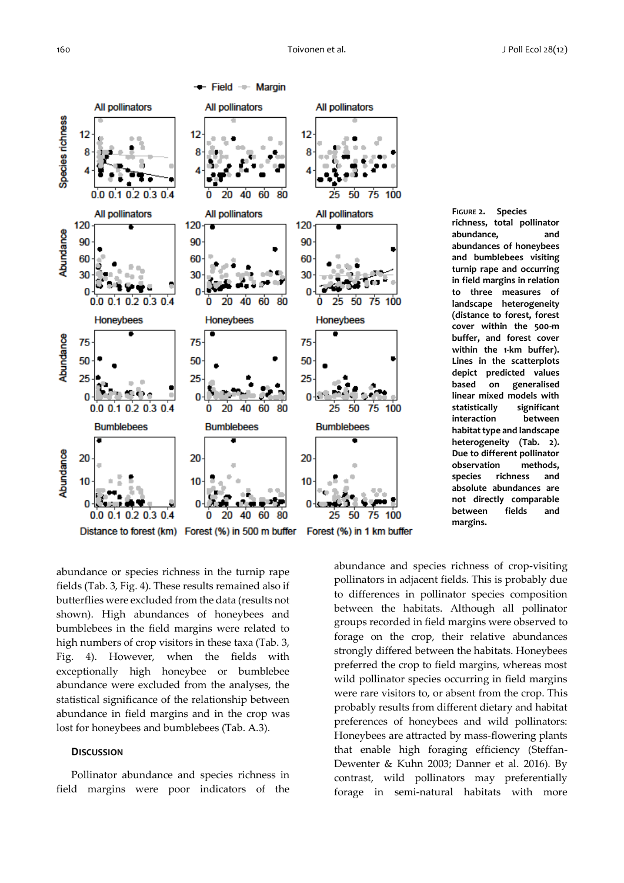**FIGURE 2.** Species richness, total pollinator abundance, and abundances of honeybees and bumblebees visiting turnip rape and occurring in field margins in relation to three measures of landscape heterogeneity (distance to forest, forest cover within the 500-m buffer, and forest cover within the 1-km buffer). Lines in the scatterplots depict predicted values based on generalised linear mixed models with statistically significant interaction between habitat type and landscape heterogeneity (Tab. 2). Due to different pollinator observation methods, species richness and absolute abundances are not directly comparable between fields and margins.

abundance or species richness in the turnip rape fields (Tab. 3, Fig. 4). These results remained also if butterflies were excluded from the data (results not shown). High abundances of honeybees and bumblebees in the field margins were related to high numbers of crop visitors in these taxa (Tab. 3, Fig. 4). However, when the fields with exceptionally high honeybee or bumblebee abundance were excluded from the analyses, the statistical significance of the relationship between abundance in field margins and in the crop was lost for honeybees and bumblebees (Tab. A.3).

## DISCUSSION

Pollinator abundance and species richness in field margins were poor indicators of the abundance and species richness of crop-visiting pollinators in adjacent fields. This is probably due to differences in pollinator species composition between the habitats. Although all pollinator groups recorded in field margins were observed to forage on the crop, their relative abundances strongly differed between the habitats. Honeybees preferred the crop to field margins, whereas most wild pollinator species occurring in field margins were rare visitors to, or absent from the crop. This probably results from different dietary and habitat preferences of honeybees and wild pollinators: Honeybees are attracted by mass-flowering plants that enable high foraging efficiency (Steffan-Dewenter & Kuhn 2003; Danner et al. 2016). By contrast, wild pollinators may preferentially forage in semi-natural habitats with more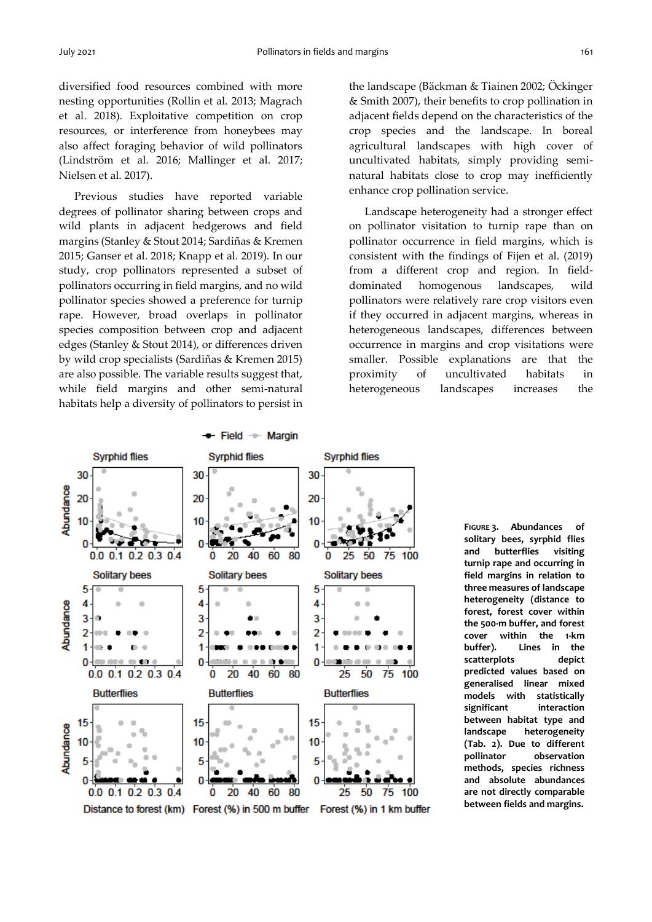diversified food resources combined with more nesting opportunities (Rollin et al. 2013; Magrach et al. 2018). Exploitative competition on crop resources, or interference from honeybees may also affect foraging behavior of wild pollinators (Lindström et al. 2016; Mallinger et al. 2017; Nielsen et al. 2017).

Previous studies have reported variable degrees of pollinator sharing between crops and wild plants in adjacent hedgerows and field margins (Stanley & Stout 2014; Sardiñas & Kremen 2015; Ganser et al. 2018; Knapp et al. 2019). In our study, crop pollinators represented a subset of pollinators occurring in field margins, and no wild pollinator species showed a preference for turnip rape. However, broad overlaps in pollinator species composition between crop and adjacent edges (Stanley & Stout 2014), or differences driven by wild crop specialists (Sardiñas & Kremen 2015) are also possible. The variable results suggest that, while field margins and other semi-natural habitats help a diversity of pollinators to persist in the landscape (Bäckman & Tiainen 2002; Öckinger & Smith 2007), their benefits to crop pollination in adjacent fields depend on the characteristics of the crop species and the landscape. In boreal agricultural landscapes with high cover of uncultivated habitats, simply providing semi-natural habitats close to crop may inefficiently enhance crop pollination service.

Landscape heterogeneity had a stronger effect on pollinator visitation to turnip rape than on pollinator occurrence in field margins, which is consistent with the findings of Fijen et al. (2019) from a different crop and region. In field-dominated homogenous landscapes, wild pollinators were relatively rare crop visitors even if they occurred in adjacent margins, whereas in heterogeneous landscapes, differences between occurrence in margins and crop visitations were smaller. Possible explanations are that the proximity of uncultivated habitats in heterogeneous landscapes increases the

**FIGURE 3.** **Abundances of solitary bees, syrphid flies and butterflies visiting turnip rape and occurring in field margins in relation to three measures of landscape heterogeneity (distance to forest, forest cover within the 500-m buffer, and forest cover within the 1-km buffer). Lines in the scatterplots depict predicted values based on generalised linear mixed models with statistically significant interaction between habitat type and landscape heterogeneity (Tab. 2). Due to different pollinator observation methods, species richness and absolute abundances are not directly comparable between fields and margins.**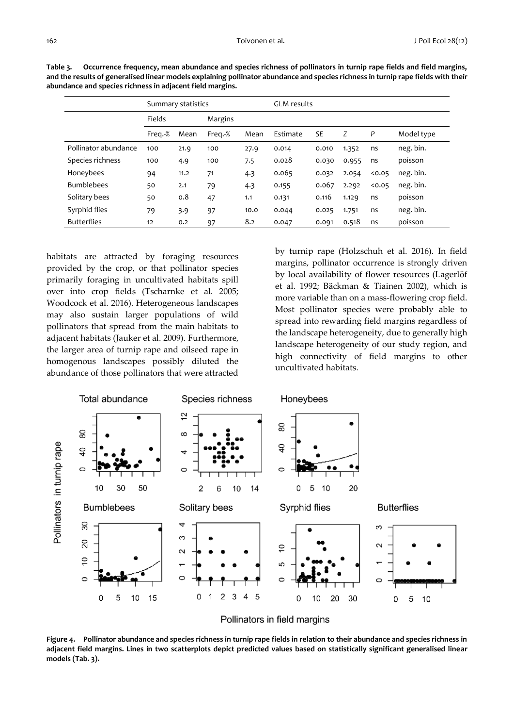**Table 3. Occurrence frequency, mean abundance and species richness of pollinators in turnip rape fields and field margins, and the results of generalised linear models explaining pollinator abundance and species richness in turnip rape fields with their abundance and species richness in adjacent field margins.**

| | Summary statistics | | | | GLM results | | | | |
|---|---|---|---|---|---|---|---|---|---|
| | Fields | | Margins | | | | | | |
| | Freq.-% | Mean | Freq.-% | Mean | Estimate | *SE* | *Z* | *P* | Model type |
| Pollinator abundance | 100 | 21.9 | 100 | 27.9 | 0.014 | 0.010 | 1.352 | ns | neg. bin. |
| Species richness | 100 | 4.9 | 100 | 7.5 | 0.028 | 0.030 | 0.955 | ns | poisson |
| Honeybees | 94 | 11.2 | 71 | 4.3 | 0.065 | 0.032 | 2.054 | <0.05 | neg. bin. |
| Bumblebees | 50 | 2.1 | 79 | 4.3 | 0.155 | 0.067 | 2.292 | <0.05 | neg. bin. |
| Solitary bees | 50 | 0.8 | 47 | 1.1 | 0.131 | 0.116 | 1.129 | ns | poisson |
| Syrphid flies | 79 | 3.9 | 97 | 10.0 | 0.044 | 0.025 | 1.751 | ns | neg. bin. |
| Butterflies | 12 | 0.2 | 97 | 8.2 | 0.047 | 0.091 | 0.518 | ns | poisson |

habitats are attracted by foraging resources provided by the crop, or that pollinator species primarily foraging in uncultivated habitats spill over into crop fields (Tscharnke et al. 2005; Woodcock et al. 2016). Heterogeneous landscapes may also sustain larger populations of wild pollinators that spread from the main habitats to adjacent habitats (Jauker et al. 2009). Furthermore, the larger area of turnip rape and oilseed rape in homogenous landscapes possibly diluted the abundance of those pollinators that were attracted by turnip rape (Holzschuh et al. 2016). In field margins, pollinator occurrence is strongly driven by local availability of flower resources (Lagerlöf et al. 1992; Bäckman & Tiainen 2002), which is more variable than on a mass-flowering crop field. Most pollinator species were probably able to spread into rewarding field margins regardless of the landscape heterogeneity, due to generally high landscape heterogeneity of our study region, and high connectivity of field margins to other uncultivated habitats.

**Figure 4. Pollinator abundance and species richness in turnip rape fields in relation to their abundance and species richness in adjacent field margins. Lines in two scatterplots depict predicted values based on statistically significant generalised linear models (Tab. 3).**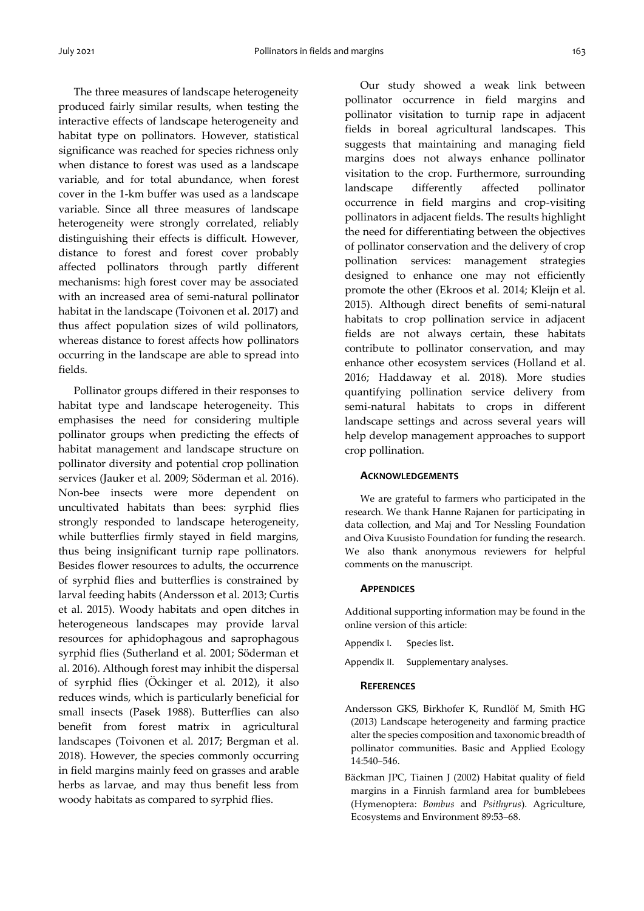The three measures of landscape heterogeneity produced fairly similar results, when testing the interactive effects of landscape heterogeneity and habitat type on pollinators. However, statistical significance was reached for species richness only when distance to forest was used as a landscape variable, and for total abundance, when forest cover in the 1-km buffer was used as a landscape variable. Since all three measures of landscape heterogeneity were strongly correlated, reliably distinguishing their effects is difficult. However, distance to forest and forest cover probably affected pollinators through partly different mechanisms: high forest cover may be associated with an increased area of semi-natural pollinator habitat in the landscape (Toivonen et al. 2017) and thus affect population sizes of wild pollinators, whereas distance to forest affects how pollinators occurring in the landscape are able to spread into fields.

Pollinator groups differed in their responses to habitat type and landscape heterogeneity. This emphasises the need for considering multiple pollinator groups when predicting the effects of habitat management and landscape structure on pollinator diversity and potential crop pollination services (Jauker et al. 2009; Söderman et al. 2016). Non-bee insects were more dependent on uncultivated habitats than bees: syrphid flies strongly responded to landscape heterogeneity, while butterflies firmly stayed in field margins, thus being insignificant turnip rape pollinators. Besides flower resources to adults, the occurrence of syrphid flies and butterflies is constrained by larval feeding habits (Andersson et al. 2013; Curtis et al. 2015). Woody habitats and open ditches in heterogeneous landscapes may provide larval resources for aphidophagous and saprophagous syrphid flies (Sutherland et al. 2001; Söderman et al. 2016). Although forest may inhibit the dispersal of syrphid flies (Öckinger et al. 2012), it also reduces winds, which is particularly beneficial for small insects (Pasek 1988). Butterflies can also benefit from forest matrix in agricultural landscapes (Toivonen et al. 2017; Bergman et al. 2018). However, the species commonly occurring in field margins mainly feed on grasses and arable herbs as larvae, and may thus benefit less from woody habitats as compared to syrphid flies.

Our study showed a weak link between pollinator occurrence in field margins and pollinator visitation to turnip rape in adjacent fields in boreal agricultural landscapes. This suggests that maintaining and managing field margins does not always enhance pollinator visitation to the crop. Furthermore, surrounding landscape differently affected pollinator occurrence in field margins and crop-visiting pollinators in adjacent fields. The results highlight the need for differentiating between the objectives of pollinator conservation and the delivery of crop pollination services: management strategies designed to enhance one may not efficiently promote the other (Ekroos et al. 2014; Kleijn et al. 2015). Although direct benefits of semi-natural habitats to crop pollination service in adjacent fields are not always certain, these habitats contribute to pollinator conservation, and may enhance other ecosystem services (Holland et al. 2016; Haddaway et al. 2018). More studies quantifying pollination service delivery from semi-natural habitats to crops in different landscape settings and across several years will help develop management approaches to support crop pollination.

## Acknowledgements

We are grateful to farmers who participated in the research. We thank Hanne Rajanen for participating in data collection, and Maj and Tor Nessling Foundation and Oiva Kuusisto Foundation for funding the research. We also thank anonymous reviewers for helpful comments on the manuscript.

## Appendices

Additional supporting information may be found in the online version of this article:

Appendix I. Species list.

Appendix II. Supplementary analyses.

## References

Andersson GKS, Birkhofer K, Rundlöf M, Smith HG (2013) Landscape heterogeneity and farming practice alter the species composition and taxonomic breadth of pollinator communities. Basic and Applied Ecology 14:540–546.

Bäckman JPC, Tiainen J (2002) Habitat quality of field margins in a Finnish farmland area for bumblebees (Hymenoptera: *Bombus* and *Psithyrus*). Agriculture, Ecosystems and Environment 89:53–68.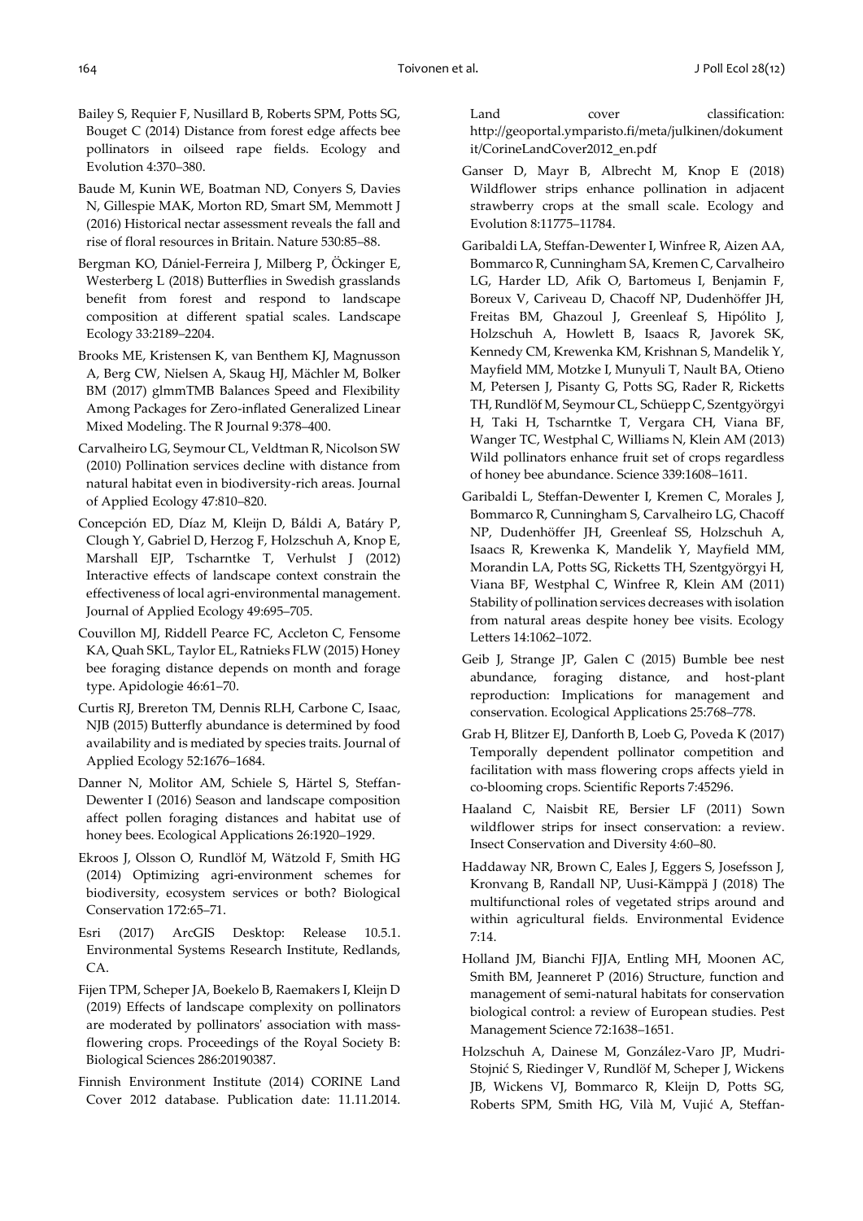Bailey S, Requier F, Nusillard B, Roberts SPM, Potts SG, Bouget C (2014) Distance from forest edge affects bee pollinators in oilseed rape fields. Ecology and Evolution 4:370–380.

Baude M, Kunin WE, Boatman ND, Conyers S, Davies N, Gillespie MAK, Morton RD, Smart SM, Memmott J (2016) Historical nectar assessment reveals the fall and rise of floral resources in Britain. Nature 530:85–88.

Bergman KO, Dániel-Ferreira J, Milberg P, Öckinger E, Westerberg L (2018) Butterflies in Swedish grasslands benefit from forest and respond to landscape composition at different spatial scales. Landscape Ecology 33:2189–2204.

Brooks ME, Kristensen K, van Benthem KJ, Magnusson A, Berg CW, Nielsen A, Skaug HJ, Mächler M, Bolker BM (2017) glmmTMB Balances Speed and Flexibility Among Packages for Zero-inflated Generalized Linear Mixed Modeling. The R Journal 9:378–400.

Carvalheiro LG, Seymour CL, Veldtman R, Nicolson SW (2010) Pollination services decline with distance from natural habitat even in biodiversity-rich areas. Journal of Applied Ecology 47:810–820.

Concepción ED, Díaz M, Kleijn D, Báldi A, Batáry P, Clough Y, Gabriel D, Herzog F, Holzschuh A, Knop E, Marshall EJP, Tscharntke T, Verhulst J (2012) Interactive effects of landscape context constrain the effectiveness of local agri-environmental management. Journal of Applied Ecology 49:695–705.

Couvillon MJ, Riddell Pearce FC, Accleton C, Fensome KA, Quah SKL, Taylor EL, Ratnieks FLW (2015) Honey bee foraging distance depends on month and forage type. Apidologie 46:61–70.

Curtis RJ, Brereton TM, Dennis RLH, Carbone C, Isaac, NJB (2015) Butterfly abundance is determined by food availability and is mediated by species traits. Journal of Applied Ecology 52:1676–1684.

Danner N, Molitor AM, Schiele S, Härtel S, Steffan-Dewenter I (2016) Season and landscape composition affect pollen foraging distances and habitat use of honey bees. Ecological Applications 26:1920–1929.

Ekroos J, Olsson O, Rundlöf M, Wätzold F, Smith HG (2014) Optimizing agri-environment schemes for biodiversity, ecosystem services or both? Biological Conservation 172:65–71.

Esri (2017) ArcGIS Desktop: Release 10.5.1. Environmental Systems Research Institute, Redlands, CA.

Fijen TPM, Scheper JA, Boekelo B, Raemakers I, Kleijn D (2019) Effects of landscape complexity on pollinators are moderated by pollinators' association with mass-flowering crops. Proceedings of the Royal Society B: Biological Sciences 286:20190387.

Finnish Environment Institute (2014) CORINE Land Cover 2012 database. Publication date: 11.11.2014. Land cover classification: http://geoportal.ymparisto.fi/meta/julkinen/dokumentit/CorineLandCover2012_en.pdf

Ganser D, Mayr B, Albrecht M, Knop E (2018) Wildflower strips enhance pollination in adjacent strawberry crops at the small scale. Ecology and Evolution 8:11775–11784.

Garibaldi LA, Steffan-Dewenter I, Winfree R, Aizen AA, Bommarco R, Cunningham SA, Kremen C, Carvalheiro LG, Harder LD, Afik O, Bartomeus I, Benjamin F, Boreux V, Cariveau D, Chacoff NP, Dudenhöffer JH, Freitas BM, Ghazoul J, Greenleaf S, Hipólito J, Holzschuh A, Howlett B, Isaacs R, Javorek SK, Kennedy CM, Krewenka KM, Krishnan S, Mandelik Y, Mayfield MM, Motzke I, Munyuli T, Nault BA, Otieno M, Petersen J, Pisanty G, Potts SG, Rader R, Ricketts TH, Rundlöf M, Seymour CL, Schüepp C, Szentgyörgyi H, Taki H, Tscharntke T, Vergara CH, Viana BF, Wanger TC, Westphal C, Williams N, Klein AM (2013) Wild pollinators enhance fruit set of crops regardless of honey bee abundance. Science 339:1608–1611.

Garibaldi L, Steffan-Dewenter I, Kremen C, Morales J, Bommarco R, Cunningham S, Carvalheiro LG, Chacoff NP, Dudenhöffer JH, Greenleaf SS, Holzschuh A, Isaacs R, Krewenka K, Mandelik Y, Mayfield MM, Morandin LA, Potts SG, Ricketts TH, Szentgyörgyi H, Viana BF, Westphal C, Winfree R, Klein AM (2011) Stability of pollination services decreases with isolation from natural areas despite honey bee visits. Ecology Letters 14:1062–1072.

Geib J, Strange JP, Galen C (2015) Bumble bee nest abundance, foraging distance, and host-plant reproduction: Implications for management and conservation. Ecological Applications 25:768–778.

Grab H, Blitzer EJ, Danforth B, Loeb G, Poveda K (2017) Temporally dependent pollinator competition and facilitation with mass flowering crops affects yield in co-blooming crops. Scientific Reports 7:45296.

Haaland C, Naisbit RE, Bersier LF (2011) Sown wildflower strips for insect conservation: a review. Insect Conservation and Diversity 4:60–80.

Haddaway NR, Brown C, Eales J, Eggers S, Josefsson J, Kronvang B, Randall NP, Uusi-Kämppä J (2018) The multifunctional roles of vegetated strips around and within agricultural fields. Environmental Evidence 7:14.

Holland JM, Bianchi FJJA, Entling MH, Moonen AC, Smith BM, Jeanneret P (2016) Structure, function and management of semi-natural habitats for conservation biological control: a review of European studies. Pest Management Science 72:1638–1651.

Holzschuh A, Dainese M, González-Varo JP, Mudri-Stojnić S, Riedinger V, Rundlöf M, Scheper J, Wickens JB, Wickens VJ, Bommarco R, Kleijn D, Potts SG, Roberts SPM, Smith HG, Vilà M, Vujić A, Steffan-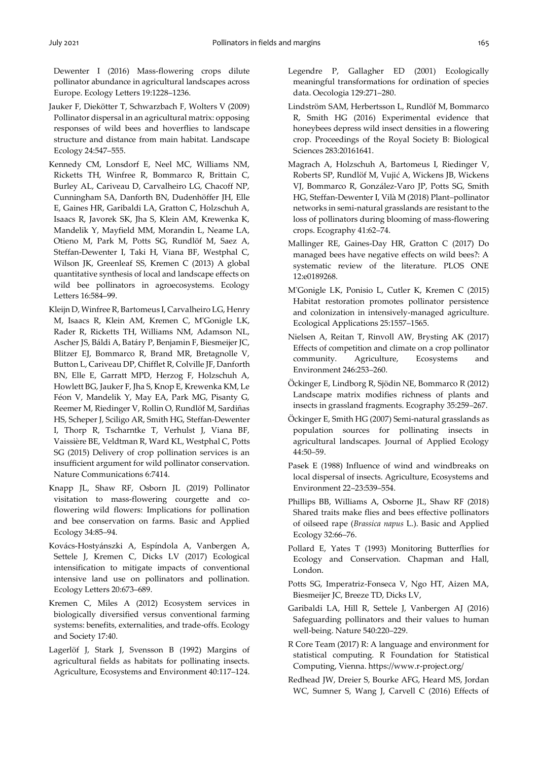Dewenter I (2016) Mass-flowering crops dilute pollinator abundance in agricultural landscapes across Europe. Ecology Letters 19:1228–1236.

Jauker F, Diekötter T, Schwarzbach F, Wolters V (2009) Pollinator dispersal in an agricultural matrix: opposing responses of wild bees and hoverflies to landscape structure and distance from main habitat. Landscape Ecology 24:547–555.

Kennedy CM, Lonsdorf E, Neel MC, Williams NM, Ricketts TH, Winfree R, Bommarco R, Brittain C, Burley AL, Cariveau D, Carvalheiro LG, Chacoff NP, Cunningham SA, Danforth BN, Dudenhöffer JH, Elle E, Gaines HR, Garibaldi LA, Gratton C, Holzschuh A, Isaacs R, Javorek SK, Jha S, Klein AM, Krewenka K, Mandelik Y, Mayfield MM, Morandin L, Neame LA, Otieno M, Park M, Potts SG, Rundlöf M, Saez A, Steffan-Dewenter I, Taki H, Viana BF, Westphal C, Wilson JK, Greenleaf SS, Kremen C (2013) A global quantitative synthesis of local and landscape effects on wild bee pollinators in agroecosystems. Ecology Letters 16:584–99.

Kleijn D, Winfree R, Bartomeus I, Carvalheiro LG, Henry M, Isaacs R, Klein AM, Kremen C, M'Gonigle LK, Rader R, Ricketts TH, Williams NM, Adamson NL, Ascher JS, Báldi A, Batáry P, Benjamin F, Biesmeijer JC, Blitzer EJ, Bommarco R, Brand MR, Bretagnolle V, Button L, Cariveau DP, Chifflet R, Colville JF, Danforth BN, Elle E, Garratt MPD, Herzog F, Holzschuh A, Howlett BG, Jauker F, Jha S, Knop E, Krewenka KM, Le Féon V, Mandelik Y, May EA, Park MG, Pisanty G, Reemer M, Riedinger V, Rollin O, Rundlöf M, Sardiñas HS, Scheper J, Sciligo AR, Smith HG, Steffan-Dewenter I, Thorp R, Tscharntke T, Verhulst J, Viana BF, Vaissière BE, Veldtman R, Ward KL, Westphal C, Potts SG (2015) Delivery of crop pollination services is an insufficient argument for wild pollinator conservation. Nature Communications 6:7414.

Knapp JL, Shaw RF, Osborn JL (2019) Pollinator visitation to mass-flowering courgette and co-flowering wild flowers: Implications for pollination and bee conservation on farms. Basic and Applied Ecology 34:85–94.

Kovács-Hostyánszki A, Espíndola A, Vanbergen A, Settele J, Kremen C, Dicks LV (2017) Ecological intensification to mitigate impacts of conventional intensive land use on pollinators and pollination. Ecology Letters 20:673–689.

Kremen C, Miles A (2012) Ecosystem services in biologically diversified versus conventional farming systems: benefits, externalities, and trade-offs. Ecology and Society 17:40.

Lagerlöf J, Stark J, Svensson B (1992) Margins of agricultural fields as habitats for pollinating insects. Agriculture, Ecosystems and Environment 40:117–124.

Legendre P, Gallagher ED (2001) Ecologically meaningful transformations for ordination of species data. Oecologia 129:271–280.

Lindström SAM, Herbertsson L, Rundlöf M, Bommarco R, Smith HG (2016) Experimental evidence that honeybees depress wild insect densities in a flowering crop. Proceedings of the Royal Society B: Biological Sciences 283:20161641.

Magrach A, Holzschuh A, Bartomeus I, Riedinger V, Roberts SP, Rundlöf M, Vujić A, Wickens JB, Wickens VJ, Bommarco R, González-Varo JP, Potts SG, Smith HG, Steffan-Dewenter I, Vilà M (2018) Plant–pollinator networks in semi-natural grasslands are resistant to the loss of pollinators during blooming of mass-flowering crops. Ecography 41:62–74.

Mallinger RE, Gaines-Day HR, Gratton C (2017) Do managed bees have negative effects on wild bees?: A systematic review of the literature. PLOS ONE 12:e0189268.

M'Gonigle LK, Ponisio L, Cutler K, Kremen C (2015) Habitat restoration promotes pollinator persistence and colonization in intensively-managed agriculture. Ecological Applications 25:1557–1565.

Nielsen A, Reitan T, Rinvoll AW, Brysting AK (2017) Effects of competition and climate on a crop pollinator community. Agriculture, Ecosystems and Environment 246:253–260.

Öckinger E, Lindborg R, Sjödin NE, Bommarco R (2012) Landscape matrix modifies richness of plants and insects in grassland fragments. Ecography 35:259–267.

Öckinger E, Smith HG (2007) Semi-natural grasslands as population sources for pollinating insects in agricultural landscapes. Journal of Applied Ecology 44:50–59.

Pasek E (1988) Influence of wind and windbreaks on local dispersal of insects. Agriculture, Ecosystems and Environment 22–23:539–554.

Phillips BB, Williams A, Osborne JL, Shaw RF (2018) Shared traits make flies and bees effective pollinators of oilseed rape (*Brassica napus* L.). Basic and Applied Ecology 32:66–76.

Pollard E, Yates T (1993) Monitoring Butterflies for Ecology and Conservation. Chapman and Hall, London.

Potts SG, Imperatriz-Fonseca V, Ngo HT, Aizen MA, Biesmeijer JC, Breeze TD, Dicks LV,

Garibaldi LA, Hill R, Settele J, Vanbergen AJ (2016) Safeguarding pollinators and their values to human well-being. Nature 540:220–229.

R Core Team (2017) R: A language and environment for statistical computing. R Foundation for Statistical Computing, Vienna. https://www.r-project.org/

Redhead JW, Dreier S, Bourke AFG, Heard MS, Jordan WC, Sumner S, Wang J, Carvell C (2016) Effects of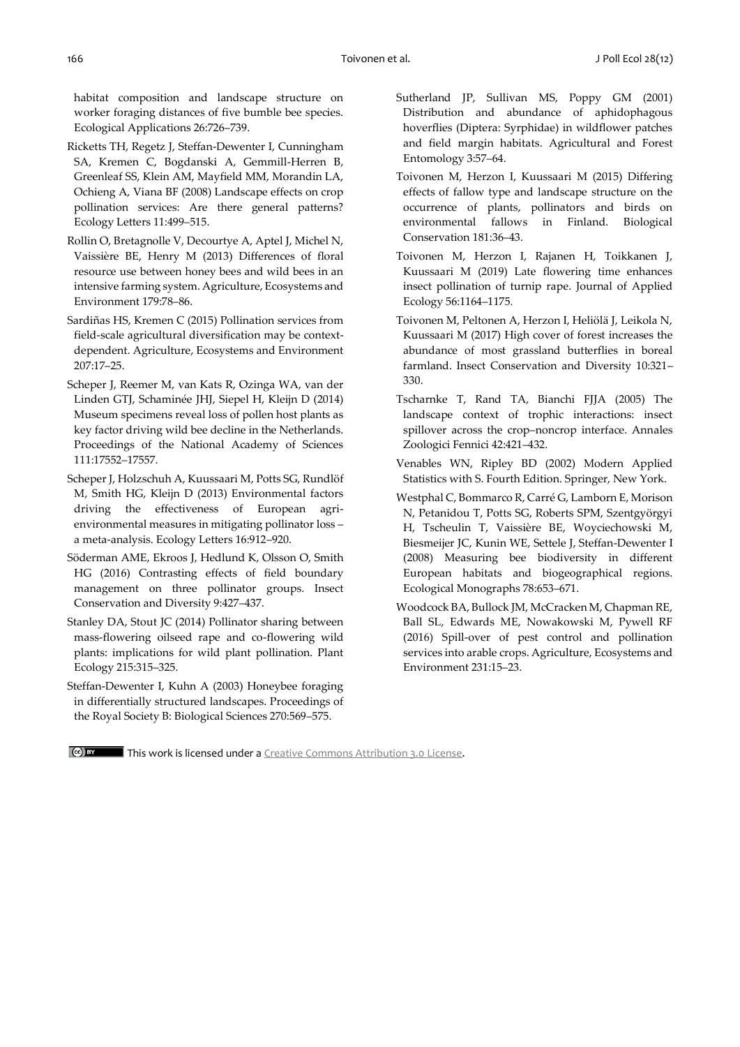habitat composition and landscape structure on worker foraging distances of five bumble bee species. Ecological Applications 26:726–739.

Ricketts TH, Regetz J, Steffan-Dewenter I, Cunningham SA, Kremen C, Bogdanski A, Gemmill-Herren B, Greenleaf SS, Klein AM, Mayfield MM, Morandin LA, Ochieng A, Viana BF (2008) Landscape effects on crop pollination services: Are there general patterns? Ecology Letters 11:499–515.

Rollin O, Bretagnolle V, Decourtye A, Aptel J, Michel N, Vaissière BE, Henry M (2013) Differences of floral resource use between honey bees and wild bees in an intensive farming system. Agriculture, Ecosystems and Environment 179:78–86.

Sardiñas HS, Kremen C (2015) Pollination services from field-scale agricultural diversification may be context-dependent. Agriculture, Ecosystems and Environment 207:17–25.

Scheper J, Reemer M, van Kats R, Ozinga WA, van der Linden GTJ, Schaminée JHJ, Siepel H, Kleijn D (2014) Museum specimens reveal loss of pollen host plants as key factor driving wild bee decline in the Netherlands. Proceedings of the National Academy of Sciences 111:17552–17557.

Scheper J, Holzschuh A, Kuussaari M, Potts SG, Rundlöf M, Smith HG, Kleijn D (2013) Environmental factors driving the effectiveness of European agri-environmental measures in mitigating pollinator loss – a meta-analysis. Ecology Letters 16:912–920.

Söderman AME, Ekroos J, Hedlund K, Olsson O, Smith HG (2016) Contrasting effects of field boundary management on three pollinator groups. Insect Conservation and Diversity 9:427–437.

Stanley DA, Stout JC (2014) Pollinator sharing between mass-flowering oilseed rape and co-flowering wild plants: implications for wild plant pollination. Plant Ecology 215:315–325.

Steffan-Dewenter I, Kuhn A (2003) Honeybee foraging in differentially structured landscapes. Proceedings of the Royal Society B: Biological Sciences 270:569–575.

Sutherland JP, Sullivan MS, Poppy GM (2001) Distribution and abundance of aphidophagous hoverflies (Diptera: Syrphidae) in wildflower patches and field margin habitats. Agricultural and Forest Entomology 3:57–64.

Toivonen M, Herzon I, Kuussaari M (2015) Differing effects of fallow type and landscape structure on the occurrence of plants, pollinators and birds on environmental fallows in Finland. Biological Conservation 181:36–43.

Toivonen M, Herzon I, Rajanen H, Toikkanen J, Kuussaari M (2019) Late flowering time enhances insect pollination of turnip rape. Journal of Applied Ecology 56:1164–1175.

Toivonen M, Peltonen A, Herzon I, Heliölä J, Leikola N, Kuussaari M (2017) High cover of forest increases the abundance of most grassland butterflies in boreal farmland. Insect Conservation and Diversity 10:321–330.

Tscharnke T, Rand TA, Bianchi FJJA (2005) The landscape context of trophic interactions: insect spillover across the crop–noncrop interface. Annales Zoologici Fennici 42:421–432.

Venables WN, Ripley BD (2002) Modern Applied Statistics with S. Fourth Edition. Springer, New York.

Westphal C, Bommarco R, Carré G, Lamborn E, Morison N, Petanidou T, Potts SG, Roberts SPM, Szentgyörgyi H, Tscheulin T, Vaissière BE, Woyciechowski M, Biesmeijer JC, Kunin WE, Settele J, Steffan-Dewenter I (2008) Measuring bee biodiversity in different European habitats and biogeographical regions. Ecological Monographs 78:653–671.

Woodcock BA, Bullock JM, McCracken M, Chapman RE, Ball SL, Edwards ME, Nowakowski M, Pywell RF (2016) Spill-over of pest control and pollination services into arable crops. Agriculture, Ecosystems and Environment 231:15–23.

This work is licensed under a Creative Commons Attribution 3.0 License.